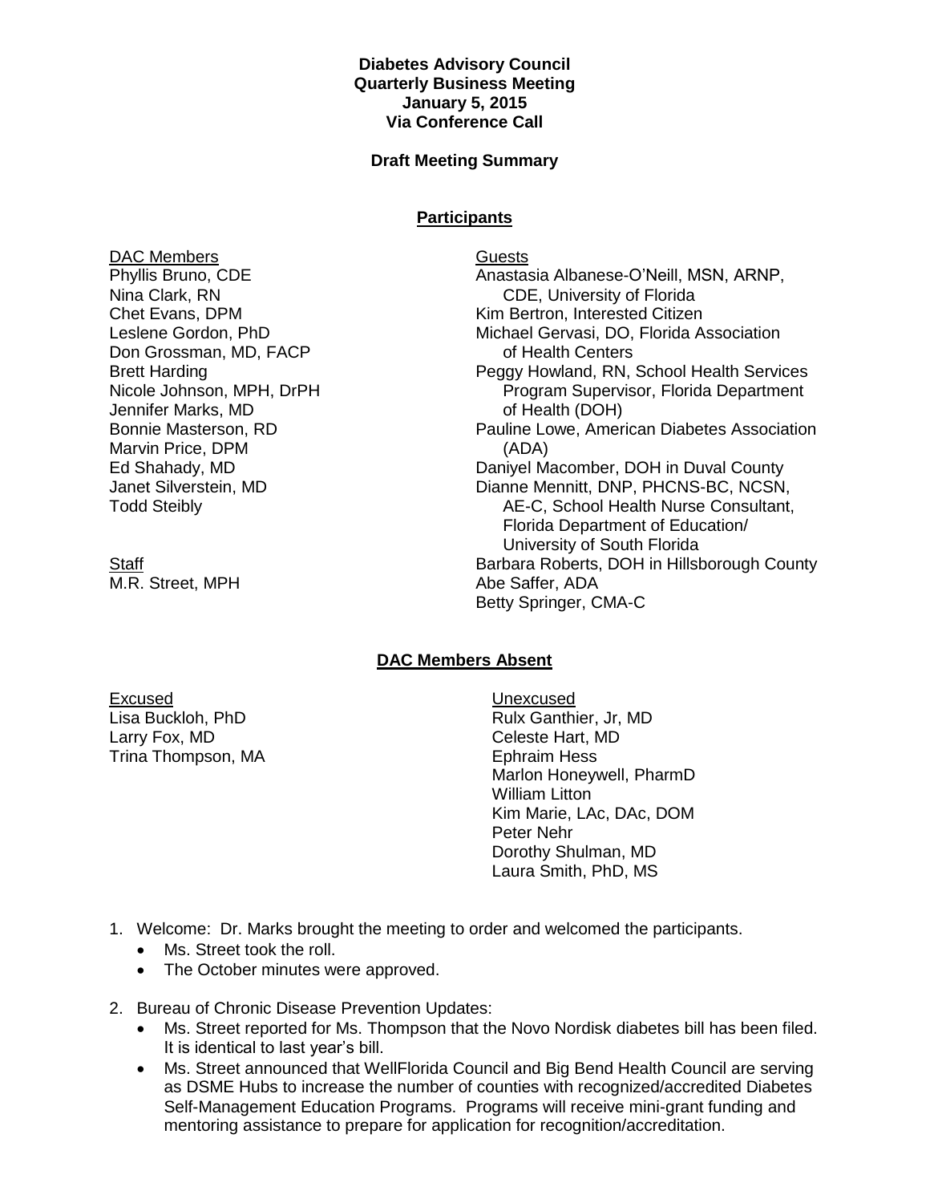**Diabetes Advisory Council**
**Quarterly Business Meeting**
**January 5, 2015**
**Via Conference Call**

**Draft Meeting Summary**

## Participants

DAC Members
Phyllis Bruno, CDE
Nina Clark, RN
Chet Evans, DPM
Leslene Gordon, PhD
Don Grossman, MD, FACP
Brett Harding
Nicole Johnson, MPH, DrPH
Jennifer Marks, MD
Bonnie Masterson, RD
Marvin Price, DPM
Ed Shahady, MD
Janet Silverstein, MD
Todd Steibly

Staff
M.R. Street, MPH

Guests
Anastasia Albanese-O'Neill, MSN, ARNP, CDE, University of Florida
Kim Bertron, Interested Citizen
Michael Gervasi, DO, Florida Association of Health Centers
Peggy Howland, RN, School Health Services Program Supervisor, Florida Department of Health (DOH)
Pauline Lowe, American Diabetes Association (ADA)
Daniyel Macomber, DOH in Duval County
Dianne Mennitt, DNP, PHCNS-BC, NCSN, AE-C, School Health Nurse Consultant, Florida Department of Education/ University of South Florida
Barbara Roberts, DOH in Hillsborough County
Abe Saffer, ADA
Betty Springer, CMA-C

## DAC Members Absent

Excused
Lisa Buckloh, PhD
Larry Fox, MD
Trina Thompson, MA

Unexcused
Rulx Ganthier, Jr, MD
Celeste Hart, MD
Ephraim Hess
Marlon Honeywell, PharmD
William Litton
Kim Marie, LAc, DAc, DOM
Peter Nehr
Dorothy Shulman, MD
Laura Smith, PhD, MS

1. Welcome: Dr. Marks brought the meeting to order and welcomed the participants.
   - Ms. Street took the roll.
   - The October minutes were approved.

2. Bureau of Chronic Disease Prevention Updates:
   - Ms. Street reported for Ms. Thompson that the Novo Nordisk diabetes bill has been filed. It is identical to last year's bill.
   - Ms. Street announced that WellFlorida Council and Big Bend Health Council are serving as DSME Hubs to increase the number of counties with recognized/accredited Diabetes Self-Management Education Programs. Programs will receive mini-grant funding and mentoring assistance to prepare for application for recognition/accreditation.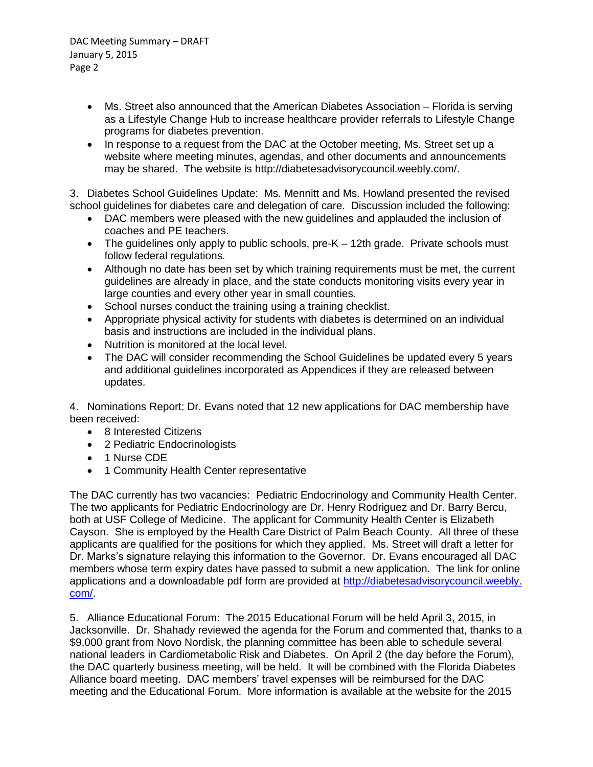- Ms. Street also announced that the American Diabetes Association – Florida is serving as a Lifestyle Change Hub to increase healthcare provider referrals to Lifestyle Change programs for diabetes prevention.
- In response to a request from the DAC at the October meeting, Ms. Street set up a website where meeting minutes, agendas, and other documents and announcements may be shared. The website is http://diabetesadvisorycouncil.weebly.com/.

3. Diabetes School Guidelines Update: Ms. Mennitt and Ms. Howland presented the revised school guidelines for diabetes care and delegation of care. Discussion included the following:

- DAC members were pleased with the new guidelines and applauded the inclusion of coaches and PE teachers.
- The guidelines only apply to public schools, pre-K – 12th grade. Private schools must follow federal regulations.
- Although no date has been set by which training requirements must be met, the current guidelines are already in place, and the state conducts monitoring visits every year in large counties and every other year in small counties.
- School nurses conduct the training using a training checklist.
- Appropriate physical activity for students with diabetes is determined on an individual basis and instructions are included in the individual plans.
- Nutrition is monitored at the local level.
- The DAC will consider recommending the School Guidelines be updated every 5 years and additional guidelines incorporated as Appendices if they are released between updates.

4. Nominations Report: Dr. Evans noted that 12 new applications for DAC membership have been received:

- 8 Interested Citizens
- 2 Pediatric Endocrinologists
- 1 Nurse CDE
- 1 Community Health Center representative

The DAC currently has two vacancies: Pediatric Endocrinology and Community Health Center. The two applicants for Pediatric Endocrinology are Dr. Henry Rodriguez and Dr. Barry Bercu, both at USF College of Medicine. The applicant for Community Health Center is Elizabeth Cayson. She is employed by the Health Care District of Palm Beach County. All three of these applicants are qualified for the positions for which they applied. Ms. Street will draft a letter for Dr. Marks's signature relaying this information to the Governor. Dr. Evans encouraged all DAC members whose term expiry dates have passed to submit a new application. The link for online applications and a downloadable pdf form are provided at http://diabetesadvisorycouncil.weebly.com/.

5. Alliance Educational Forum: The 2015 Educational Forum will be held April 3, 2015, in Jacksonville. Dr. Shahady reviewed the agenda for the Forum and commented that, thanks to a $9,000 grant from Novo Nordisk, the planning committee has been able to schedule several national leaders in Cardiometabolic Risk and Diabetes. On April 2 (the day before the Forum), the DAC quarterly business meeting, will be held. It will be combined with the Florida Diabetes Alliance board meeting. DAC members' travel expenses will be reimbursed for the DAC meeting and the Educational Forum. More information is available at the website for the 2015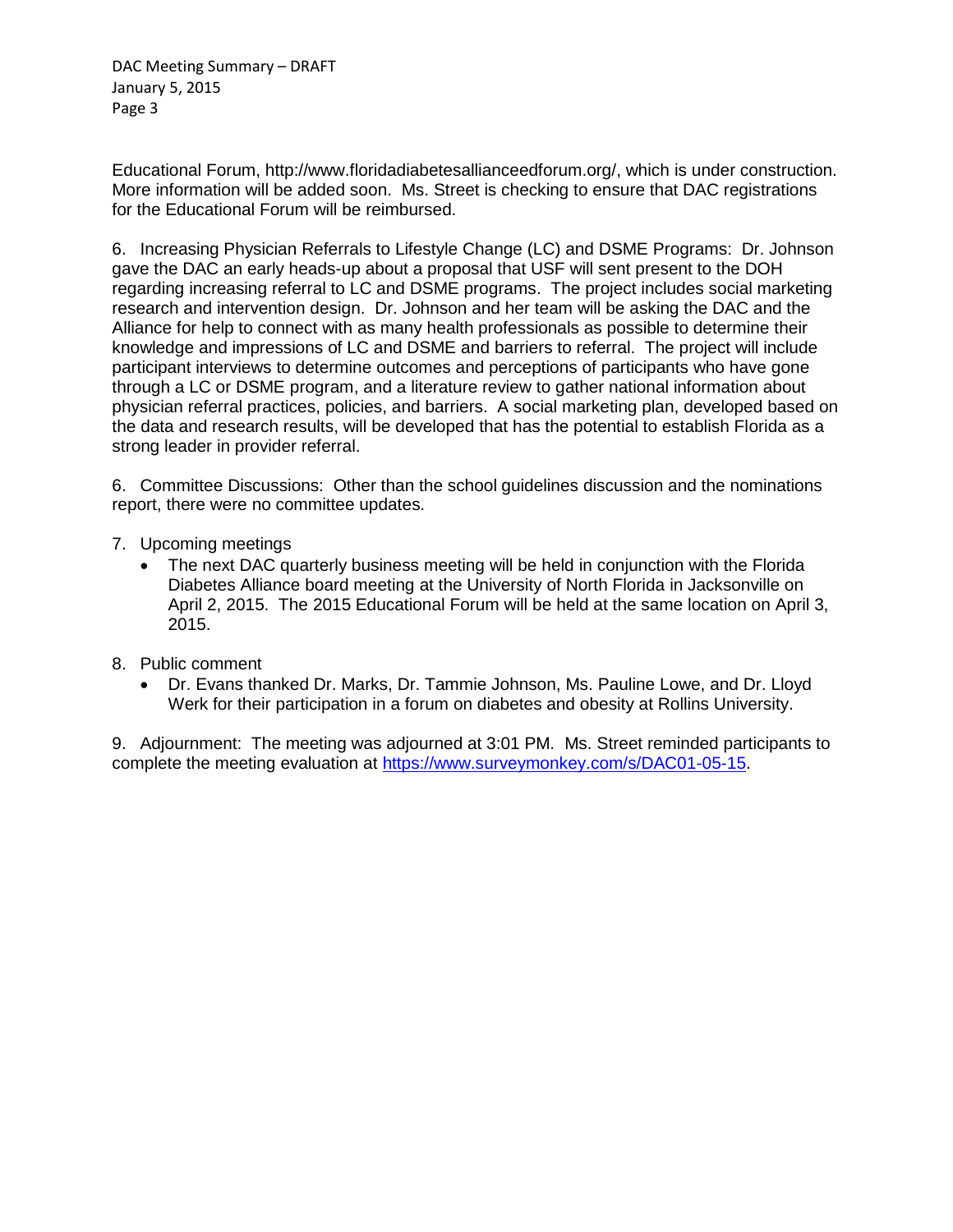Educational Forum, http://www.floridadiabetesallianceedforum.org/, which is under construction. More information will be added soon. Ms. Street is checking to ensure that DAC registrations for the Educational Forum will be reimbursed.

6. Increasing Physician Referrals to Lifestyle Change (LC) and DSME Programs: Dr. Johnson gave the DAC an early heads-up about a proposal that USF will sent present to the DOH regarding increasing referral to LC and DSME programs. The project includes social marketing research and intervention design. Dr. Johnson and her team will be asking the DAC and the Alliance for help to connect with as many health professionals as possible to determine their knowledge and impressions of LC and DSME and barriers to referral. The project will include participant interviews to determine outcomes and perceptions of participants who have gone through a LC or DSME program, and a literature review to gather national information about physician referral practices, policies, and barriers. A social marketing plan, developed based on the data and research results, will be developed that has the potential to establish Florida as a strong leader in provider referral.

6. Committee Discussions: Other than the school guidelines discussion and the nominations report, there were no committee updates.

7. Upcoming meetings
   - The next DAC quarterly business meeting will be held in conjunction with the Florida Diabetes Alliance board meeting at the University of North Florida in Jacksonville on April 2, 2015. The 2015 Educational Forum will be held at the same location on April 3, 2015.

8. Public comment
   - Dr. Evans thanked Dr. Marks, Dr. Tammie Johnson, Ms. Pauline Lowe, and Dr. Lloyd Werk for their participation in a forum on diabetes and obesity at Rollins University.

9. Adjournment: The meeting was adjourned at 3:01 PM. Ms. Street reminded participants to complete the meeting evaluation at https://www.surveymonkey.com/s/DAC01-05-15.